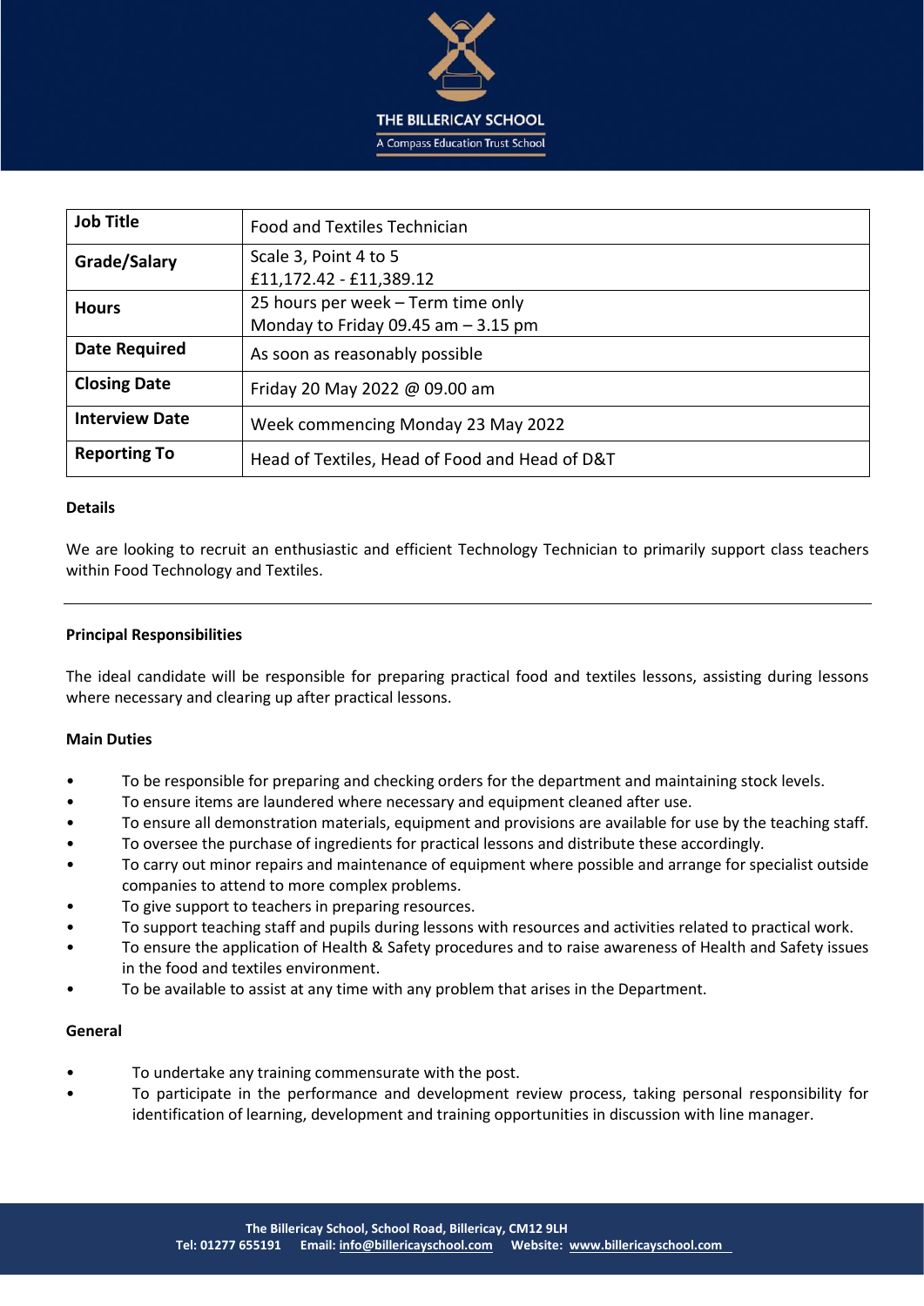THE BILLERICAY SCHOOL

A Compass Education Trust School

| **Job Title** | Food and Textiles Technician |
|---|---|
| **Grade/Salary** | Scale 3, Point 4 to 5<br>£11,172.42 - £11,389.12 |
| **Hours** | 25 hours per week – Term time only<br>Monday to Friday 09.45 am – 3.15 pm |
| **Date Required** | As soon as reasonably possible |
| **Closing Date** | Friday 20 May 2022 @ 09.00 am |
| **Interview Date** | Week commencing Monday 23 May 2022 |
| **Reporting To** | Head of Textiles, Head of Food and Head of D&T |

**Details**

We are looking to recruit an enthusiastic and efficient Technology Technician to primarily support class teachers within Food Technology and Textiles.

---

**Principal Responsibilities**

The ideal candidate will be responsible for preparing practical food and textiles lessons, assisting during lessons where necessary and clearing up after practical lessons.

**Main Duties**

- To be responsible for preparing and checking orders for the department and maintaining stock levels.
- To ensure items are laundered where necessary and equipment cleaned after use.
- To ensure all demonstration materials, equipment and provisions are available for use by the teaching staff.
- To oversee the purchase of ingredients for practical lessons and distribute these accordingly.
- To carry out minor repairs and maintenance of equipment where possible and arrange for specialist outside companies to attend to more complex problems.
- To give support to teachers in preparing resources.
- To support teaching staff and pupils during lessons with resources and activities related to practical work.
- To ensure the application of Health & Safety procedures and to raise awareness of Health and Safety issues in the food and textiles environment.
- To be available to assist at any time with any problem that arises in the Department.

**General**

- To undertake any training commensurate with the post.
- To participate in the performance and development review process, taking personal responsibility for identification of learning, development and training opportunities in discussion with line manager.

The Billericay School, School Road, Billericay, CM12 9LH
Tel: 01277 655191 Email: info@billericayschool.com Website: www.billericayschool.com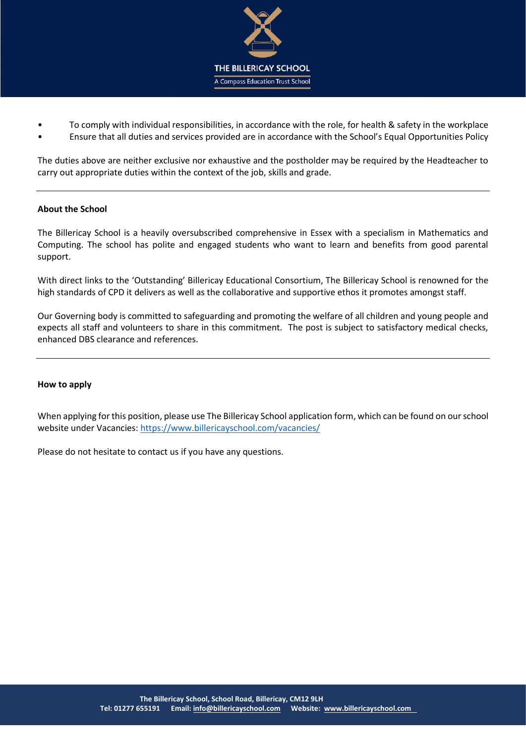- To comply with individual responsibilities, in accordance with the role, for health & safety in the workplace
- Ensure that all duties and services provided are in accordance with the School's Equal Opportunities Policy

The duties above are neither exclusive nor exhaustive and the postholder may be required by the Headteacher to carry out appropriate duties within the context of the job, skills and grade.

---

**About the School**

The Billericay School is a heavily oversubscribed comprehensive in Essex with a specialism in Mathematics and Computing. The school has polite and engaged students who want to learn and benefits from good parental support.

With direct links to the 'Outstanding' Billericay Educational Consortium, The Billericay School is renowned for the high standards of CPD it delivers as well as the collaborative and supportive ethos it promotes amongst staff.

Our Governing body is committed to safeguarding and promoting the welfare of all children and young people and expects all staff and volunteers to share in this commitment. The post is subject to satisfactory medical checks, enhanced DBS clearance and references.

---

**How to apply**

When applying for this position, please use The Billericay School application form, which can be found on our school website under Vacancies: [https://www.billericayschool.com/vacancies/](https://www.billericayschool.com/vacancies/)

Please do not hesitate to contact us if you have any questions.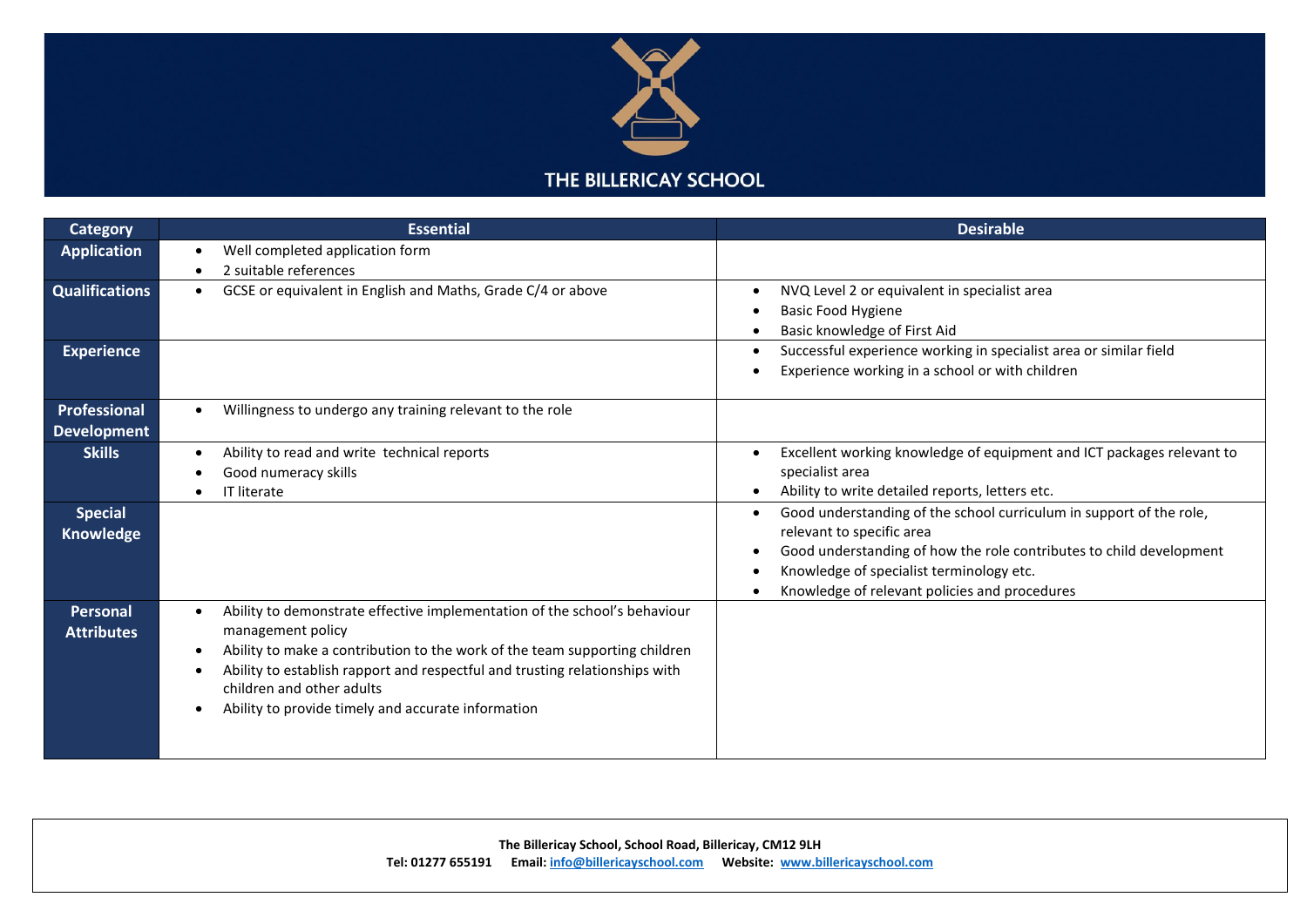# THE BILLERICAY SCHOOL

| Category | Essential | Desirable |
|---|---|---|
| **Application** | • Well completed application form<br>• 2 suitable references | |
| **Qualifications** | • GCSE or equivalent in English and Maths, Grade C/4 or above | • NVQ Level 2 or equivalent in specialist area<br>• Basic Food Hygiene<br>• Basic knowledge of First Aid |
| **Experience** | | • Successful experience working in specialist area or similar field<br>• Experience working in a school or with children |
| **Professional Development** | • Willingness to undergo any training relevant to the role | |
| **Skills** | • Ability to read and write technical reports<br>• Good numeracy skills<br>• IT literate | • Excellent working knowledge of equipment and ICT packages relevant to specialist area<br>• Ability to write detailed reports, letters etc. |
| **Special Knowledge** | | • Good understanding of the school curriculum in support of the role, relevant to specific area<br>• Good understanding of how the role contributes to child development<br>• Knowledge of specialist terminology etc.<br>• Knowledge of relevant policies and procedures |
| **Personal Attributes** | • Ability to demonstrate effective implementation of the school's behaviour management policy<br>• Ability to make a contribution to the work of the team supporting children<br>• Ability to establish rapport and respectful and trusting relationships with children and other adults<br>• Ability to provide timely and accurate information | |

**The Billericay School, School Road, Billericay, CM12 9LH**
**Tel: 01277 655191 Email:** info@billericayschool.com **Website:** www.billericayschool.com